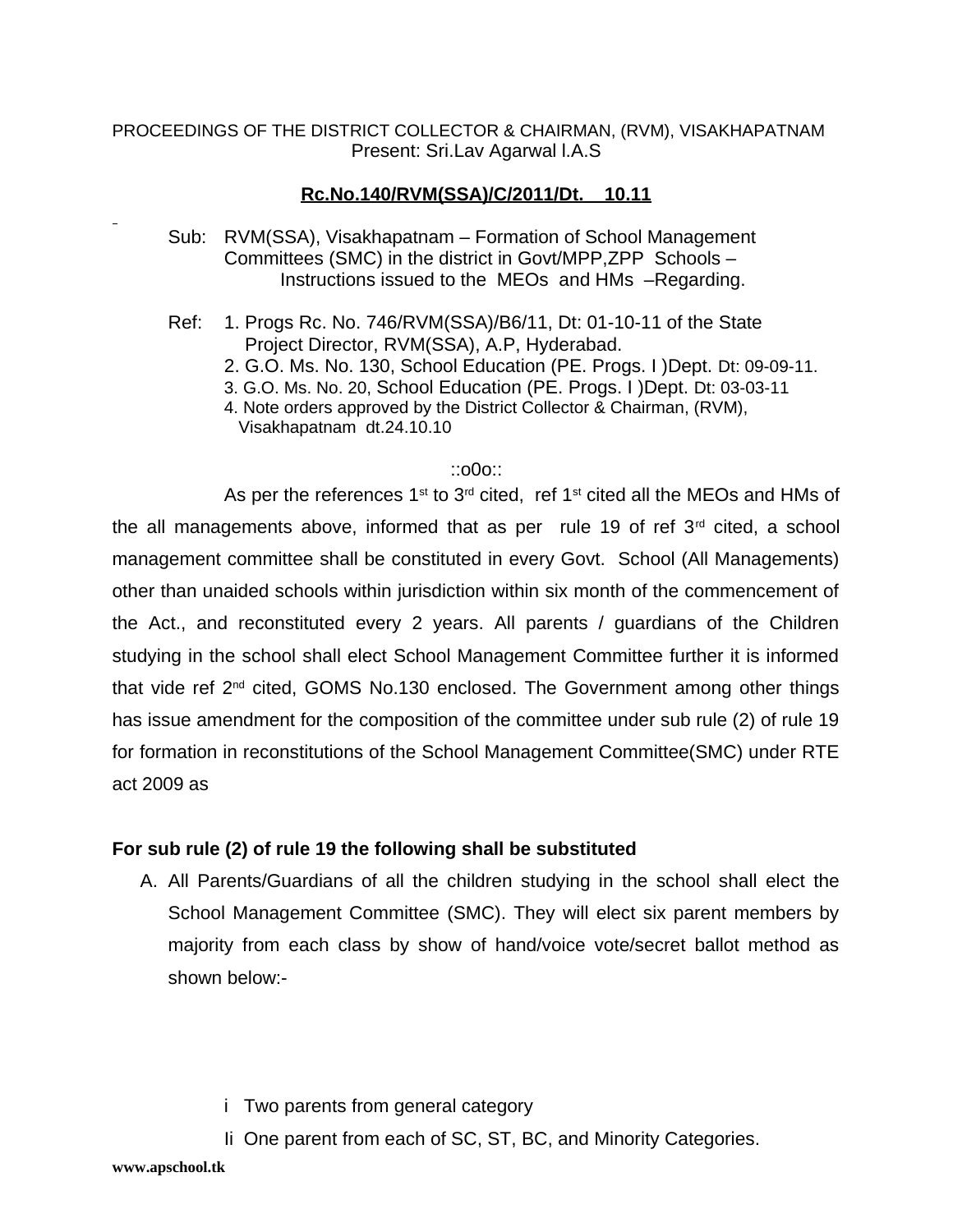PROCEEDINGS OF THE DISTRICT COLLECTOR & CHAIRMAN, (RVM), VISAKHAPATNAM
Present: Sri.Lav Agarwal I.A.S

**Rc.No.140/RVM(SSA)/C/2011/Dt. 10.11**

Sub: RVM(SSA), Visakhapatnam – Formation of School Management Committees (SMC) in the district in Govt/MPP,ZPP Schools – Instructions issued to the MEOs and HMs –Regarding.

Ref: 1. Progs Rc. No. 746/RVM(SSA)/B6/11, Dt: 01-10-11 of the State Project Director, RVM(SSA), A.P, Hyderabad.
2. G.O. Ms. No. 130, School Education (PE. Progs. I )Dept. Dt: 09-09-11.
3. G.O. Ms. No. 20, School Education (PE. Progs. I )Dept. Dt: 03-03-11
4. Note orders approved by the District Collector & Chairman, (RVM), Visakhapatnam dt.24.10.10

::o0o::

As per the references 1st to 3rd cited, ref 1st cited all the MEOs and HMs of the all managements above, informed that as per rule 19 of ref 3rd cited, a school management committee shall be constituted in every Govt. School (All Managements) other than unaided schools within jurisdiction within six month of the commencement of the Act., and reconstituted every 2 years. All parents / guardians of the Children studying in the school shall elect School Management Committee further it is informed that vide ref 2nd cited, GOMS No.130 enclosed. The Government among other things has issue amendment for the composition of the committee under sub rule (2) of rule 19 for formation in reconstitutions of the School Management Committee(SMC) under RTE act 2009 as

**For sub rule (2) of rule 19 the following shall be substituted**

A. All Parents/Guardians of all the children studying in the school shall elect the School Management Committee (SMC). They will elect six parent members by majority from each class by show of hand/voice vote/secret ballot method as shown below:-

i Two parents from general category

Ii One parent from each of SC, ST, BC, and Minority Categories.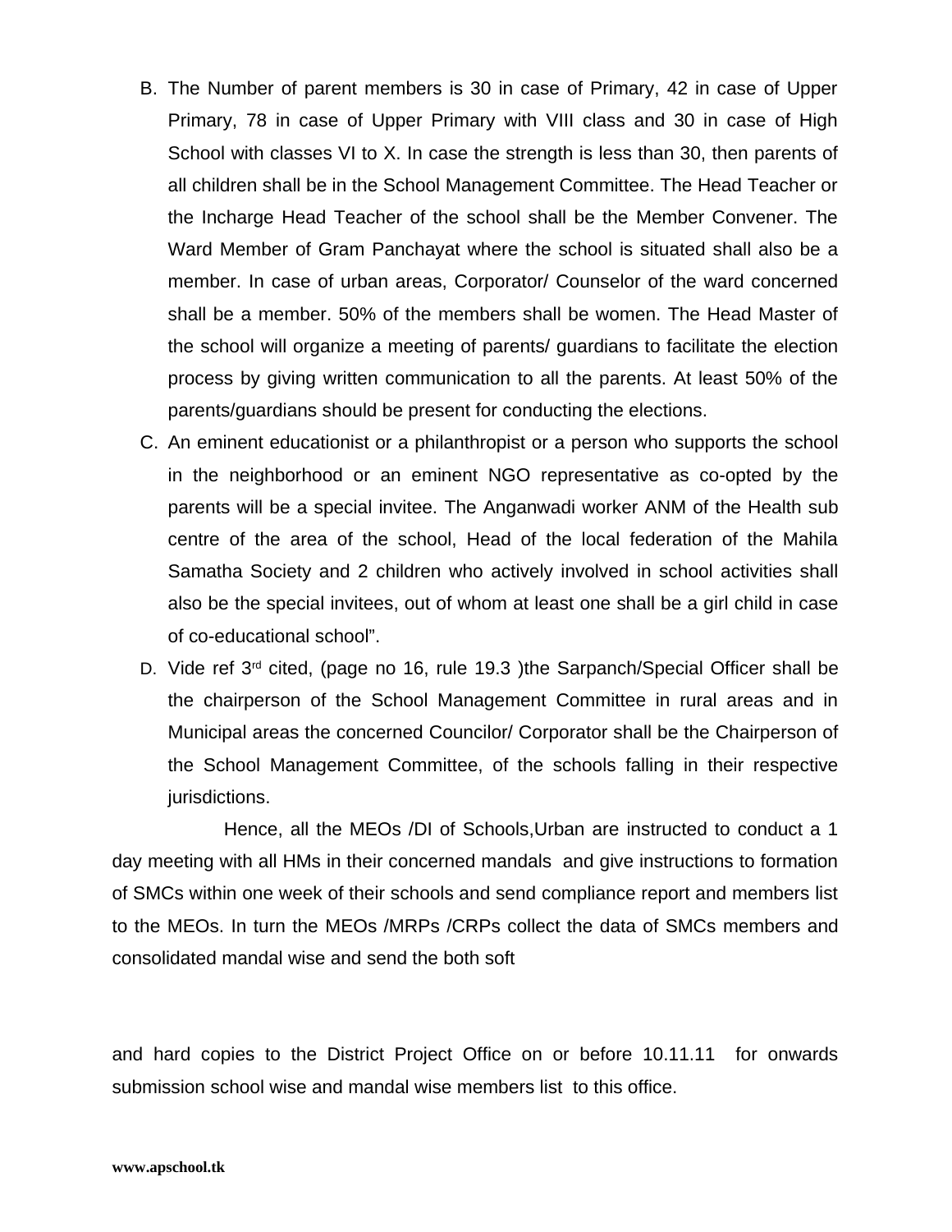B. The Number of parent members is 30 in case of Primary, 42 in case of Upper Primary, 78 in case of Upper Primary with VIII class and 30 in case of High School with classes VI to X. In case the strength is less than 30, then parents of all children shall be in the School Management Committee. The Head Teacher or the Incharge Head Teacher of the school shall be the Member Convener. The Ward Member of Gram Panchayat where the school is situated shall also be a member. In case of urban areas, Corporator/ Counselor of the ward concerned shall be a member. 50% of the members shall be women. The Head Master of the school will organize a meeting of parents/ guardians to facilitate the election process by giving written communication to all the parents. At least 50% of the parents/guardians should be present for conducting the elections.

C. An eminent educationist or a philanthropist or a person who supports the school in the neighborhood or an eminent NGO representative as co-opted by the parents will be a special invitee. The Anganwadi worker ANM of the Health sub centre of the area of the school, Head of the local federation of the Mahila Samatha Society and 2 children who actively involved in school activities shall also be the special invitees, out of whom at least one shall be a girl child in case of co-educational school".

D. Vide ref 3rd cited, (page no 16, rule 19.3 )the Sarpanch/Special Officer shall be the chairperson of the School Management Committee in rural areas and in Municipal areas the concerned Councilor/ Corporator shall be the Chairperson of the School Management Committee, of the schools falling in their respective jurisdictions.

Hence, all the MEOs /DI of Schools,Urban are instructed to conduct a 1 day meeting with all HMs in their concerned mandals and give instructions to formation of SMCs within one week of their schools and send compliance report and members list to the MEOs. In turn the MEOs /MRPs /CRPs collect the data of SMCs members and consolidated mandal wise and send the both soft

and hard copies to the District Project Office on or before 10.11.11 for onwards submission school wise and mandal wise members list to this office.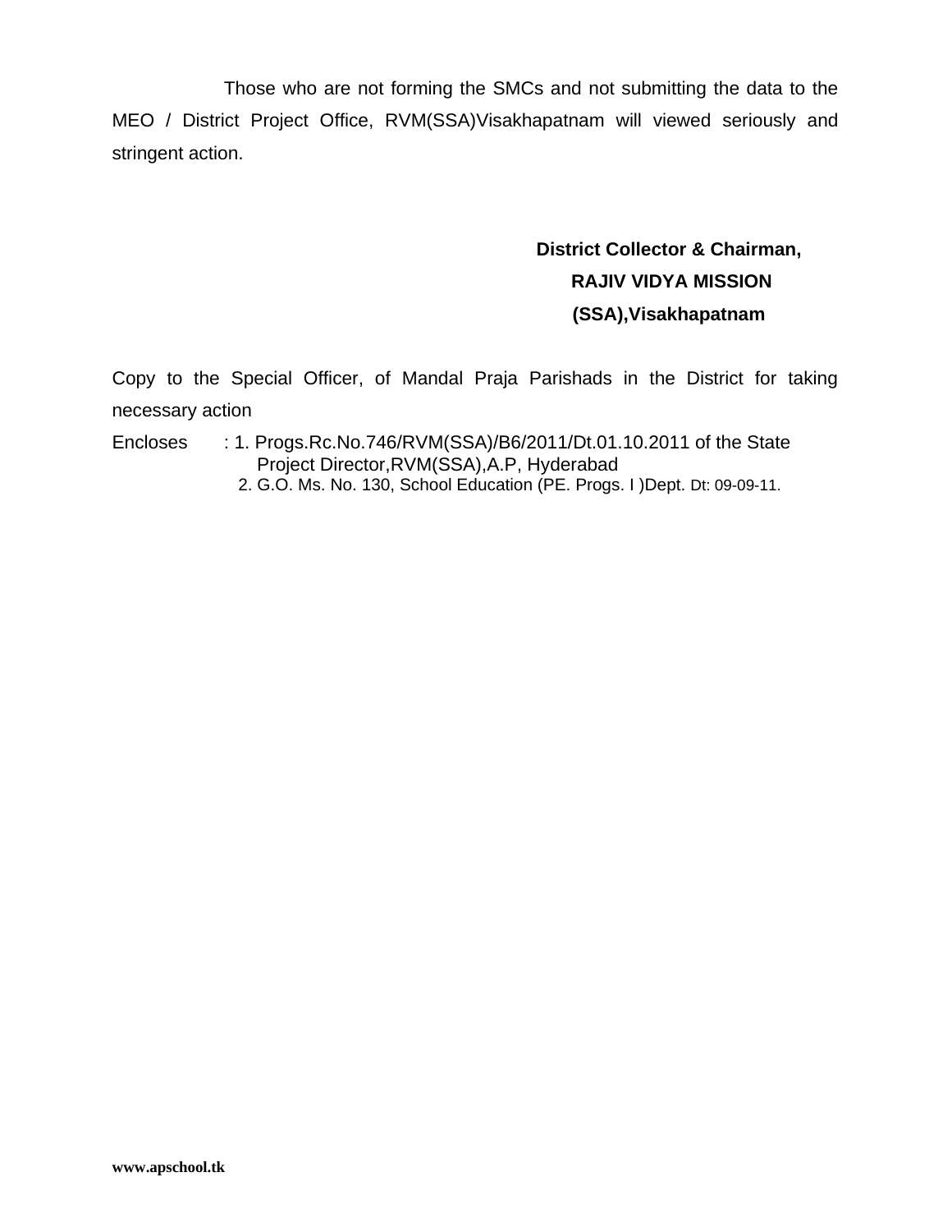Those who are not forming the SMCs and not submitting the data to the MEO / District Project Office, RVM(SSA)Visakhapatnam will viewed seriously and stringent action.

**District Collector & Chairman,**
**RAJIV VIDYA MISSION**
**(SSA),Visakhapatnam**

Copy to the Special Officer, of Mandal Praja Parishads in the District for taking necessary action

Encloses : 1. Progs.Rc.No.746/RVM(SSA)/B6/2011/Dt.01.10.2011 of the State Project Director,RVM(SSA),A.P, Hyderabad
2. G.O. Ms. No. 130, School Education (PE. Progs. I )Dept. Dt: 09-09-11.